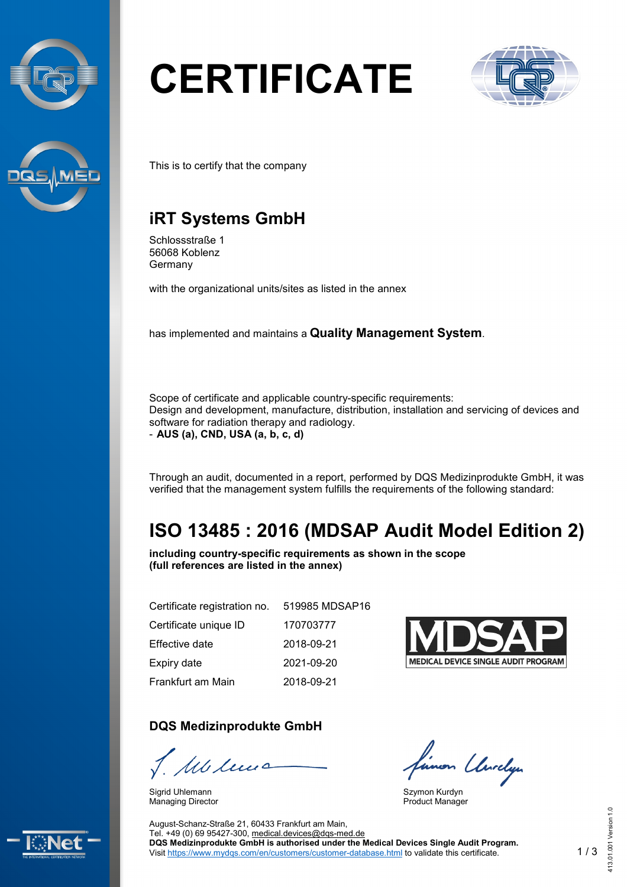# CERTIFICATE

This is to certify that the company

## iRT Systems GmbH

Schlossstraße 1
56068 Koblenz
Germany

with the organizational units/sites as listed in the annex

has implemented and maintains a **Quality Management System**.

Scope of certificate and applicable country-specific requirements:
Design and development, manufacture, distribution, installation and servicing of devices and software for radiation therapy and radiology.
- **AUS (a), CND, USA (a, b, c, d)**

Through an audit, documented in a report, performed by DQS Medizinprodukte GmbH, it was verified that the management system fulfills the requirements of the following standard:

## ISO 13485 : 2016 (MDSAP Audit Model Edition 2)

**including country-specific requirements as shown in the scope**
**(full references are listed in the annex)**

| | |
|---|---|
| Certificate registration no. | 519985 MDSAP16 |
| Certificate unique ID | 170703777 |
| Effective date | 2018-09-21 |
| Expiry date | 2021-09-20 |
| Frankfurt am Main | 2018-09-21 |

MDSAP
MEDICAL DEVICE SINGLE AUDIT PROGRAM

### DQS Medizinprodukte GmbH

Sigrid Uhlemann
Managing Director

Szymon Kurdyn
Product Manager

August-Schanz-Straße 21, 60433 Frankfurt am Main,
Tel. +49 (0) 69 95427-300, medical.devices@dqs-med.de
**DQS Medizinprodukte GmbH is authorised under the Medical Devices Single Audit Program.**
Visit https://www.mydqs.com/en/customers/customer-database.html to validate this certificate.

413.01.001 Version 1.0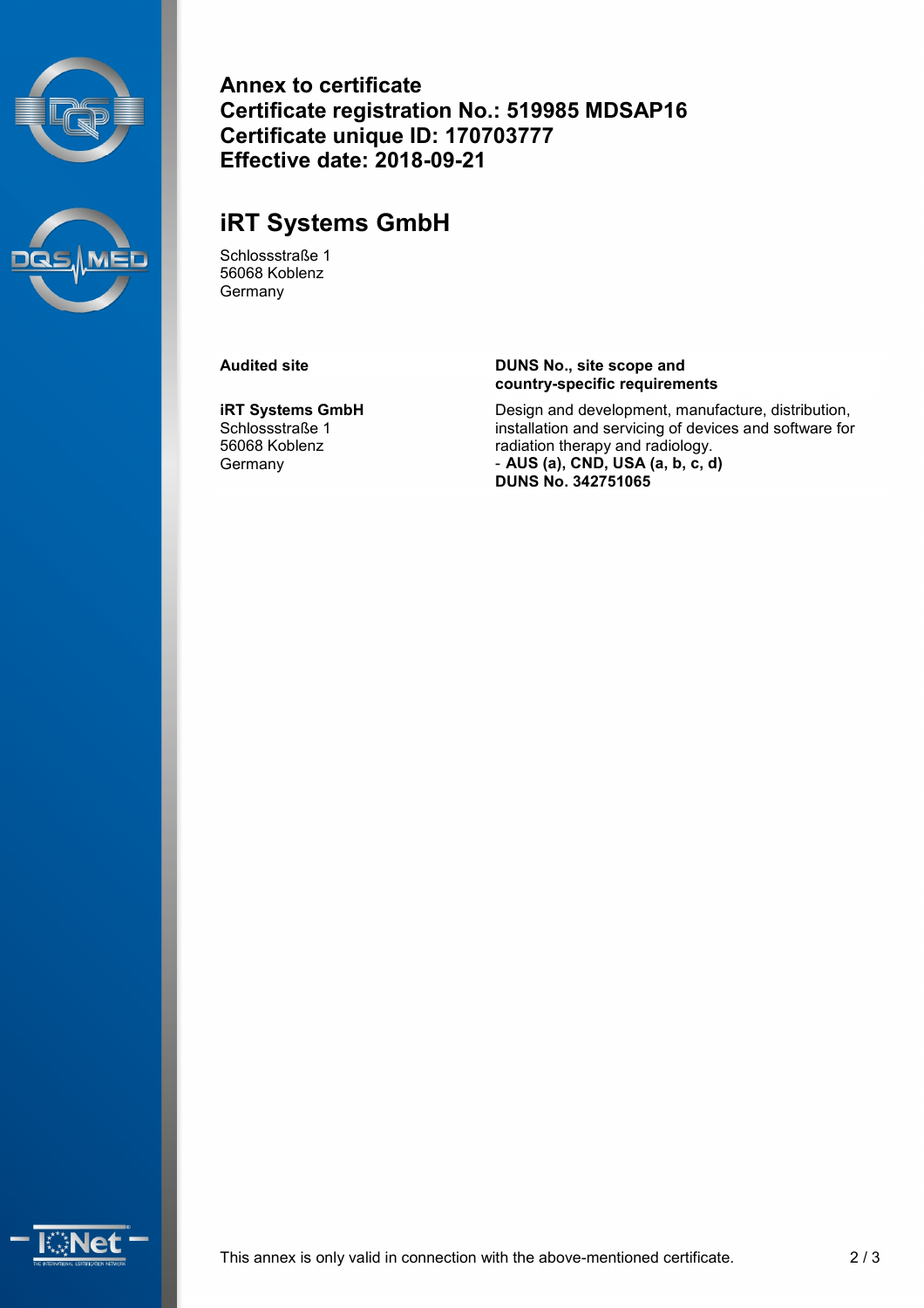**Annex to certificate**
**Certificate registration No.: 519985 MDSAP16**
**Certificate unique ID: 170703777**
**Effective date: 2018-09-21**

## iRT Systems GmbH

Schlossstraße 1
56068 Koblenz
Germany

| Audited site | DUNS No., site scope and country-specific requirements |
|---|---|
| **iRT Systems GmbH**<br>Schlossstraße 1<br>56068 Koblenz<br>Germany | Design and development, manufacture, distribution, installation and servicing of devices and software for radiation therapy and radiology.<br>- **AUS (a), CND, USA (a, b, c, d)**<br>**DUNS No. 342751065** |

This annex is only valid in connection with the above-mentioned certificate.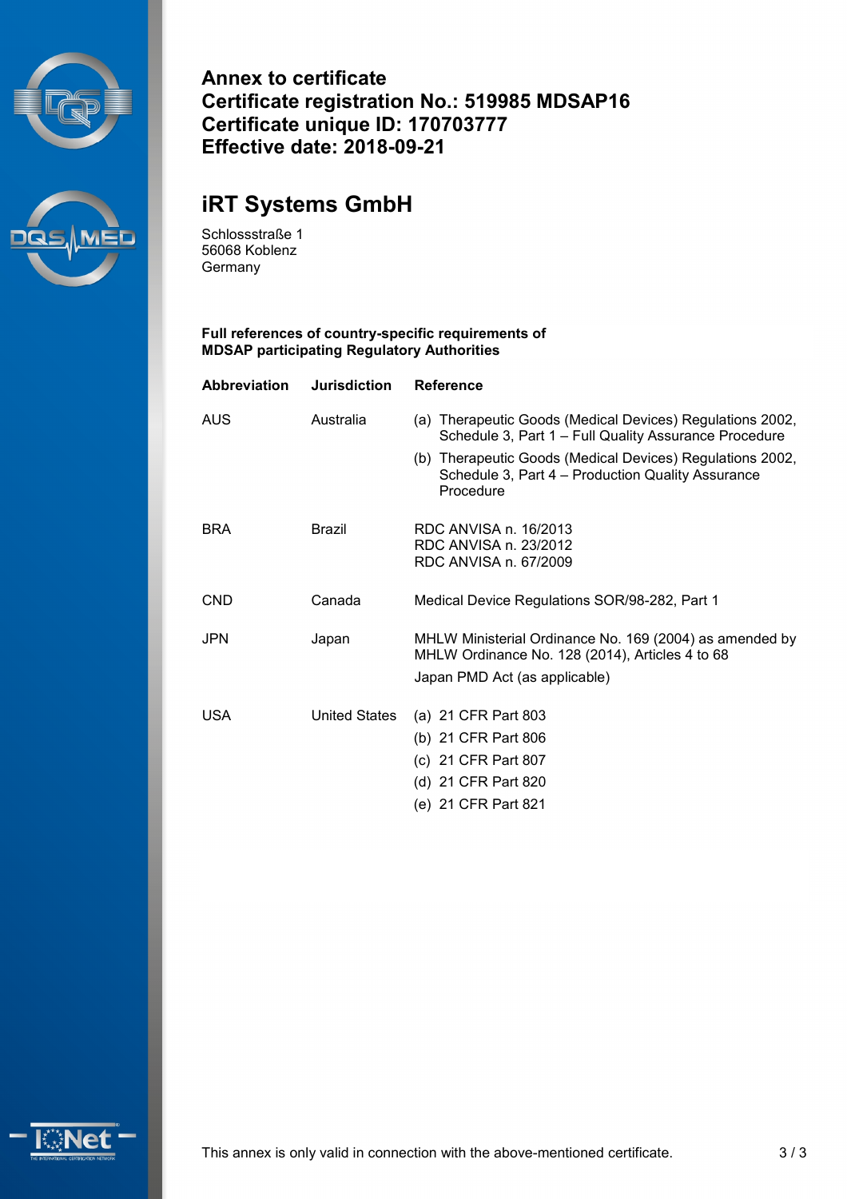# Annex to certificate
# Certificate registration No.: 519985 MDSAP16
# Certificate unique ID: 170703777
# Effective date: 2018-09-21

## iRT Systems GmbH

Schlossstraße 1
56068 Koblenz
Germany

**Full references of country-specific requirements of MDSAP participating Regulatory Authorities**

| Abbreviation | Jurisdiction | Reference |
|---|---|---|
| AUS | Australia | (a) Therapeutic Goods (Medical Devices) Regulations 2002, Schedule 3, Part 1 – Full Quality Assurance Procedure<br>(b) Therapeutic Goods (Medical Devices) Regulations 2002, Schedule 3, Part 4 – Production Quality Assurance Procedure |
| BRA | Brazil | RDC ANVISA n. 16/2013<br>RDC ANVISA n. 23/2012<br>RDC ANVISA n. 67/2009 |
| CND | Canada | Medical Device Regulations SOR/98-282, Part 1 |
| JPN | Japan | MHLW Ministerial Ordinance No. 169 (2004) as amended by MHLW Ordinance No. 128 (2014), Articles 4 to 68<br>Japan PMD Act (as applicable) |
| USA | United States | (a) 21 CFR Part 803<br>(b) 21 CFR Part 806<br>(c) 21 CFR Part 807<br>(d) 21 CFR Part 820<br>(e) 21 CFR Part 821 |

This annex is only valid in connection with the above-mentioned certificate.